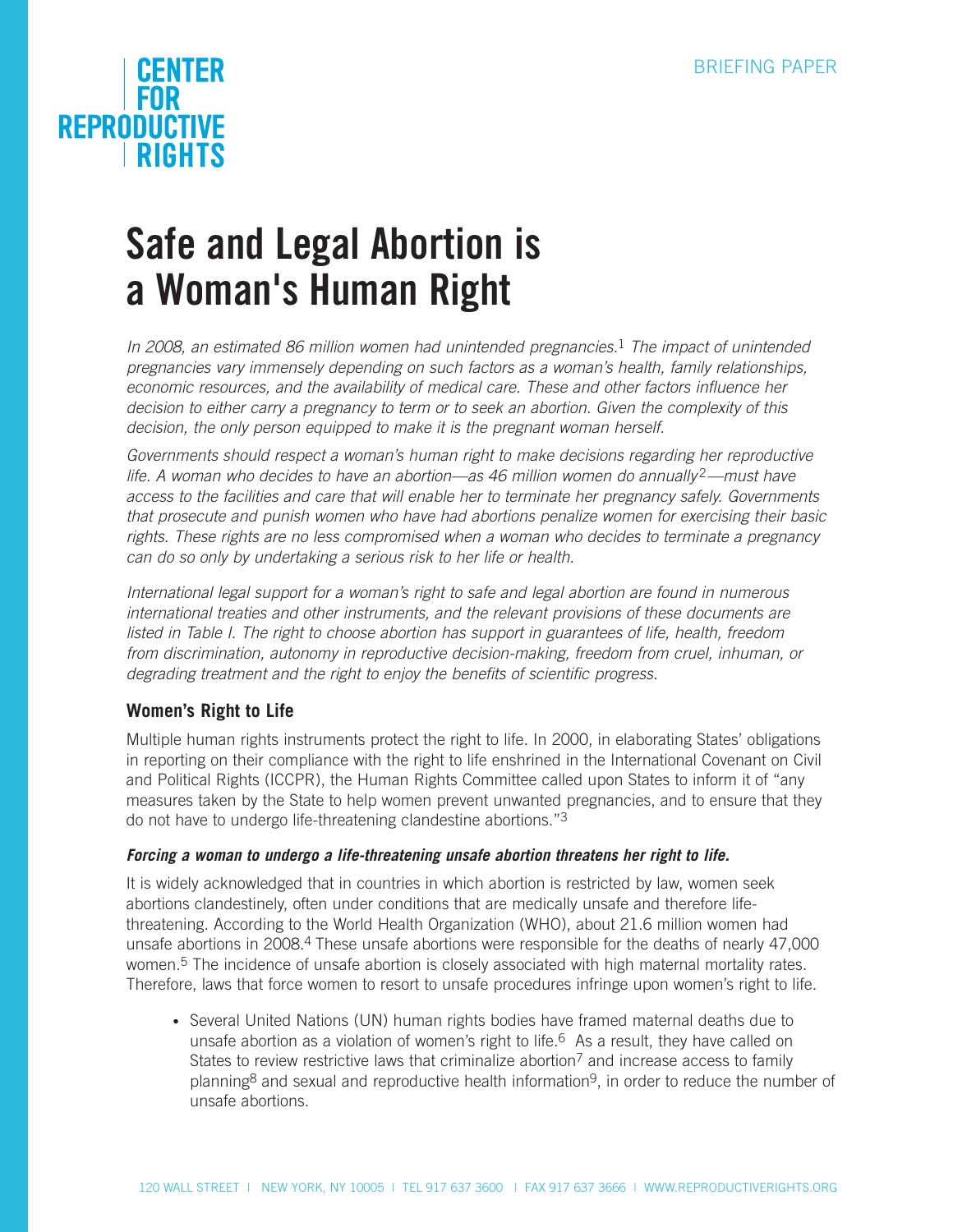CENTER FOR REPRODUCTIVE RIGHTS

BRIEFING PAPER

# Safe and Legal Abortion is a Woman's Human Right

*In 2008, an estimated 86 million women had unintended pregnancies.*[1] *The impact of unintended pregnancies vary immensely depending on such factors as a woman's health, family relationships, economic resources, and the availability of medical care. These and other factors influence her decision to either carry a pregnancy to term or to seek an abortion. Given the complexity of this decision, the only person equipped to make it is the pregnant woman herself.*

*Governments should respect a woman's human right to make decisions regarding her reproductive life. A woman who decides to have an abortion—as 46 million women do annually*[2]*—must have access to the facilities and care that will enable her to terminate her pregnancy safely. Governments that prosecute and punish women who have had abortions penalize women for exercising their basic rights. These rights are no less compromised when a woman who decides to terminate a pregnancy can do so only by undertaking a serious risk to her life or health.*

*International legal support for a woman's right to safe and legal abortion are found in numerous international treaties and other instruments, and the relevant provisions of these documents are listed in Table I. The right to choose abortion has support in guarantees of life, health, freedom from discrimination, autonomy in reproductive decision-making, freedom from cruel, inhuman, or degrading treatment and the right to enjoy the benefits of scientific progress.*

## Women's Right to Life

Multiple human rights instruments protect the right to life. In 2000, in elaborating States' obligations in reporting on their compliance with the right to life enshrined in the International Covenant on Civil and Political Rights (ICCPR), the Human Rights Committee called upon States to inform it of "any measures taken by the State to help women prevent unwanted pregnancies, and to ensure that they do not have to undergo life-threatening clandestine abortions."[3]

***Forcing a woman to undergo a life-threatening unsafe abortion threatens her right to life.***

It is widely acknowledged that in countries in which abortion is restricted by law, women seek abortions clandestinely, often under conditions that are medically unsafe and therefore life-threatening. According to the World Health Organization (WHO), about 21.6 million women had unsafe abortions in 2008.[4] These unsafe abortions were responsible for the deaths of nearly 47,000 women.[5] The incidence of unsafe abortion is closely associated with high maternal mortality rates. Therefore, laws that force women to resort to unsafe procedures infringe upon women's right to life.

- Several United Nations (UN) human rights bodies have framed maternal deaths due to unsafe abortion as a violation of women's right to life.[6] As a result, they have called on States to review restrictive laws that criminalize abortion[7] and increase access to family planning[8] and sexual and reproductive health information[9], in order to reduce the number of unsafe abortions.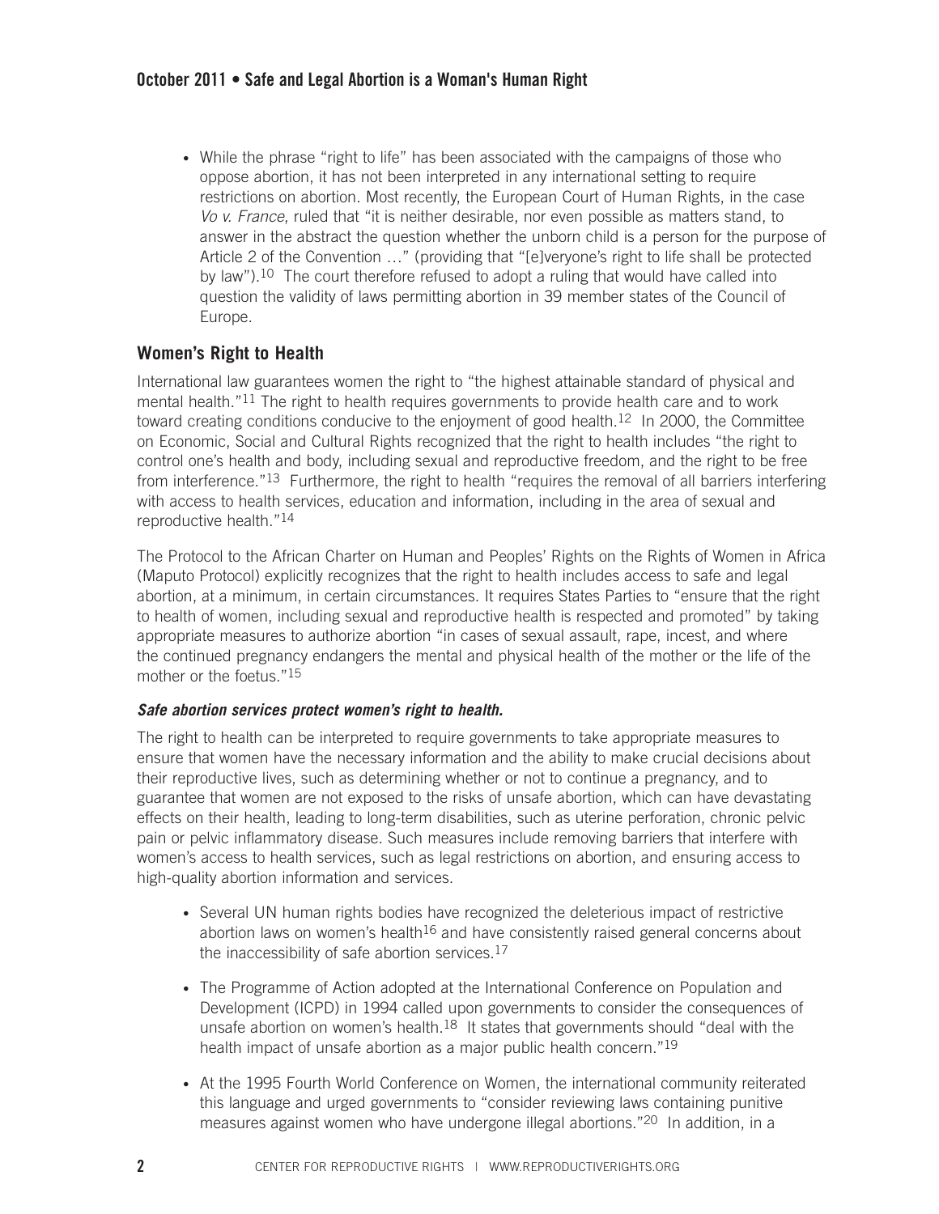- While the phrase “right to life” has been associated with the campaigns of those who oppose abortion, it has not been interpreted in any international setting to require restrictions on abortion. Most recently, the European Court of Human Rights, in the case *Vo v. France*, ruled that “it is neither desirable, nor even possible as matters stand, to answer in the abstract the question whether the unborn child is a person for the purpose of Article 2 of the Convention …” (providing that “[e]veryone’s right to life shall be protected by law”).[10] The court therefore refused to adopt a ruling that would have called into question the validity of laws permitting abortion in 39 member states of the Council of Europe.

## Women’s Right to Health

International law guarantees women the right to “the highest attainable standard of physical and mental health.”[11] The right to health requires governments to provide health care and to work toward creating conditions conducive to the enjoyment of good health.[12] In 2000, the Committee on Economic, Social and Cultural Rights recognized that the right to health includes “the right to control one’s health and body, including sexual and reproductive freedom, and the right to be free from interference.”[13] Furthermore, the right to health “requires the removal of all barriers interfering with access to health services, education and information, including in the area of sexual and reproductive health.”[14]

The Protocol to the African Charter on Human and Peoples’ Rights on the Rights of Women in Africa (Maputo Protocol) explicitly recognizes that the right to health includes access to safe and legal abortion, at a minimum, in certain circumstances. It requires States Parties to “ensure that the right to health of women, including sexual and reproductive health is respected and promoted” by taking appropriate measures to authorize abortion “in cases of sexual assault, rape, incest, and where the continued pregnancy endangers the mental and physical health of the mother or the life of the mother or the foetus.”[15]

***Safe abortion services protect women’s right to health.***

The right to health can be interpreted to require governments to take appropriate measures to ensure that women have the necessary information and the ability to make crucial decisions about their reproductive lives, such as determining whether or not to continue a pregnancy, and to guarantee that women are not exposed to the risks of unsafe abortion, which can have devastating effects on their health, leading to long-term disabilities, such as uterine perforation, chronic pelvic pain or pelvic inflammatory disease. Such measures include removing barriers that interfere with women’s access to health services, such as legal restrictions on abortion, and ensuring access to high-quality abortion information and services.

- Several UN human rights bodies have recognized the deleterious impact of restrictive abortion laws on women’s health[16] and have consistently raised general concerns about the inaccessibility of safe abortion services.[17]

- The Programme of Action adopted at the International Conference on Population and Development (ICPD) in 1994 called upon governments to consider the consequences of unsafe abortion on women’s health.[18] It states that governments should “deal with the health impact of unsafe abortion as a major public health concern.”[19]

- At the 1995 Fourth World Conference on Women, the international community reiterated this language and urged governments to “consider reviewing laws containing punitive measures against women who have undergone illegal abortions.”[20] In addition, in a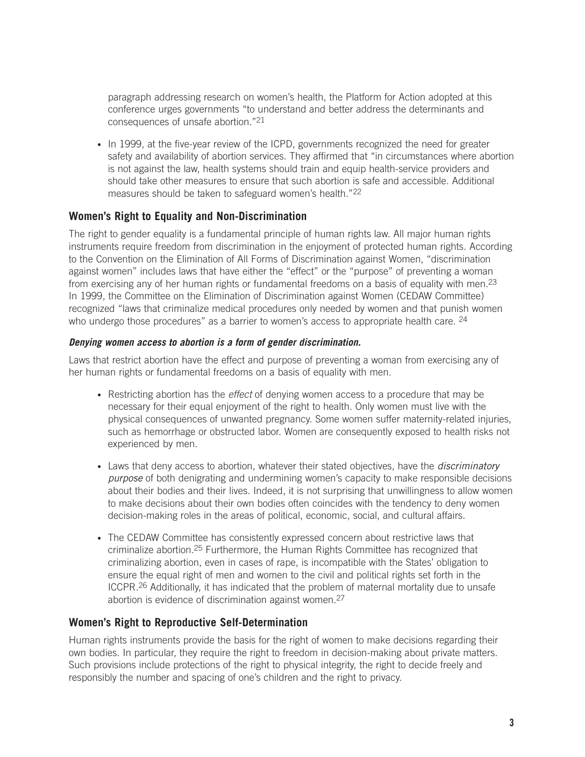paragraph addressing research on women's health, the Platform for Action adopted at this conference urges governments "to understand and better address the determinants and consequences of unsafe abortion."[21]

- In 1999, at the five-year review of the ICPD, governments recognized the need for greater safety and availability of abortion services. They affirmed that "in circumstances where abortion is not against the law, health systems should train and equip health-service providers and should take other measures to ensure that such abortion is safe and accessible. Additional measures should be taken to safeguard women's health."[22]

## Women's Right to Equality and Non-Discrimination

The right to gender equality is a fundamental principle of human rights law. All major human rights instruments require freedom from discrimination in the enjoyment of protected human rights. According to the Convention on the Elimination of All Forms of Discrimination against Women, "discrimination against women" includes laws that have either the "effect" or the "purpose" of preventing a woman from exercising any of her human rights or fundamental freedoms on a basis of equality with men.[23] In 1999, the Committee on the Elimination of Discrimination against Women (CEDAW Committee) recognized "laws that criminalize medical procedures only needed by women and that punish women who undergo those procedures" as a barrier to women's access to appropriate health care. [24]

***Denying women access to abortion is a form of gender discrimination.***

Laws that restrict abortion have the effect and purpose of preventing a woman from exercising any of her human rights or fundamental freedoms on a basis of equality with men.

- Restricting abortion has the *effect* of denying women access to a procedure that may be necessary for their equal enjoyment of the right to health. Only women must live with the physical consequences of unwanted pregnancy. Some women suffer maternity-related injuries, such as hemorrhage or obstructed labor. Women are consequently exposed to health risks not experienced by men.
- Laws that deny access to abortion, whatever their stated objectives, have the *discriminatory purpose* of both denigrating and undermining women's capacity to make responsible decisions about their bodies and their lives. Indeed, it is not surprising that unwillingness to allow women to make decisions about their own bodies often coincides with the tendency to deny women decision-making roles in the areas of political, economic, social, and cultural affairs.
- The CEDAW Committee has consistently expressed concern about restrictive laws that criminalize abortion.[25] Furthermore, the Human Rights Committee has recognized that criminalizing abortion, even in cases of rape, is incompatible with the States' obligation to ensure the equal right of men and women to the civil and political rights set forth in the ICCPR.[26] Additionally, it has indicated that the problem of maternal mortality due to unsafe abortion is evidence of discrimination against women.[27]

## Women's Right to Reproductive Self-Determination

Human rights instruments provide the basis for the right of women to make decisions regarding their own bodies. In particular, they require the right to freedom in decision-making about private matters. Such provisions include protections of the right to physical integrity, the right to decide freely and responsibly the number and spacing of one's children and the right to privacy.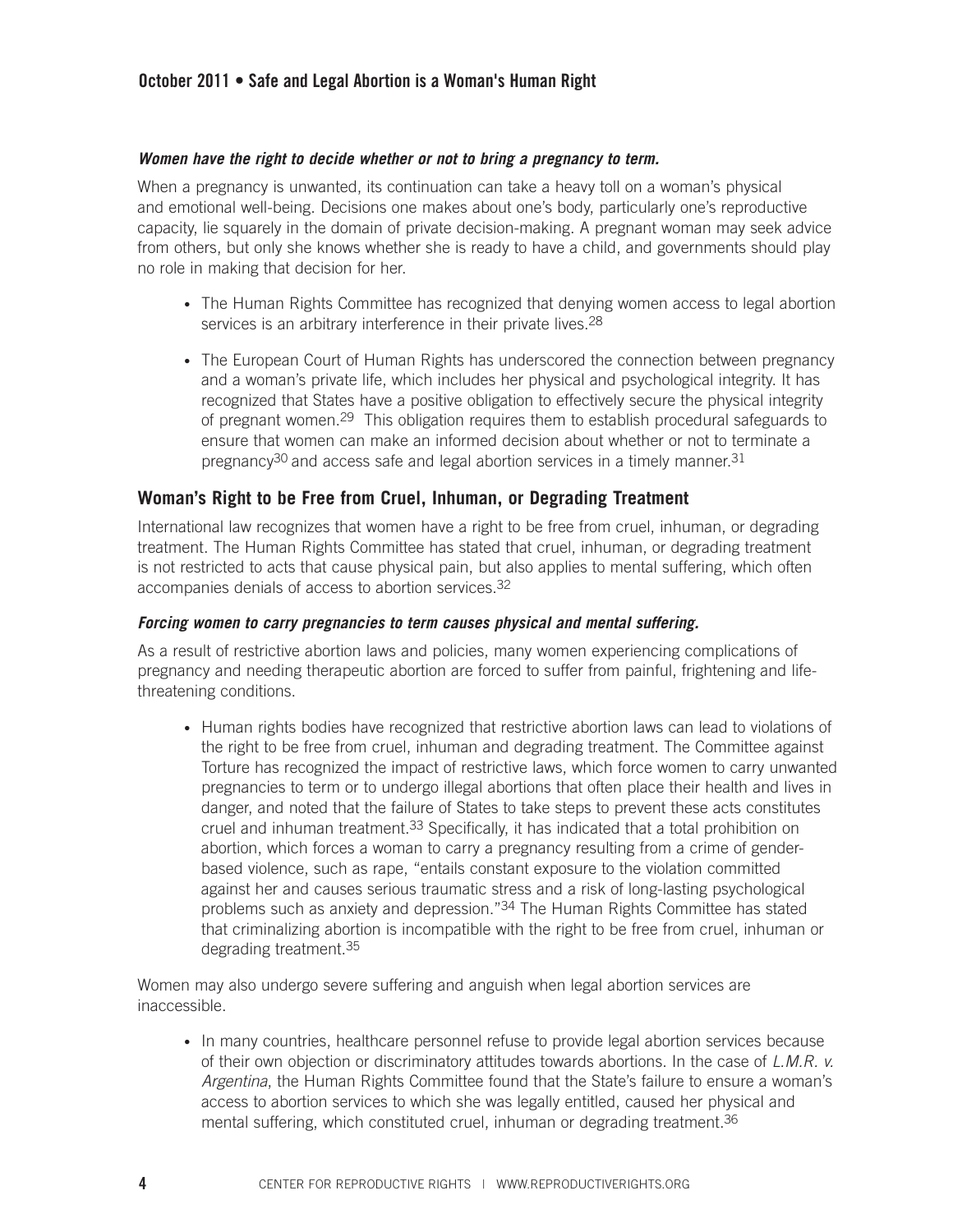***Women have the right to decide whether or not to bring a pregnancy to term.***

When a pregnancy is unwanted, its continuation can take a heavy toll on a woman's physical and emotional well-being. Decisions one makes about one's body, particularly one's reproductive capacity, lie squarely in the domain of private decision-making. A pregnant woman may seek advice from others, but only she knows whether she is ready to have a child, and governments should play no role in making that decision for her.

- The Human Rights Committee has recognized that denying women access to legal abortion services is an arbitrary interference in their private lives.[28]
- The European Court of Human Rights has underscored the connection between pregnancy and a woman's private life, which includes her physical and psychological integrity. It has recognized that States have a positive obligation to effectively secure the physical integrity of pregnant women.[29] This obligation requires them to establish procedural safeguards to ensure that women can make an informed decision about whether or not to terminate a pregnancy[30] and access safe and legal abortion services in a timely manner.[31]

## Woman's Right to be Free from Cruel, Inhuman, or Degrading Treatment

International law recognizes that women have a right to be free from cruel, inhuman, or degrading treatment. The Human Rights Committee has stated that cruel, inhuman, or degrading treatment is not restricted to acts that cause physical pain, but also applies to mental suffering, which often accompanies denials of access to abortion services.[32]

***Forcing women to carry pregnancies to term causes physical and mental suffering.***

As a result of restrictive abortion laws and policies, many women experiencing complications of pregnancy and needing therapeutic abortion are forced to suffer from painful, frightening and life-threatening conditions.

- Human rights bodies have recognized that restrictive abortion laws can lead to violations of the right to be free from cruel, inhuman and degrading treatment. The Committee against Torture has recognized the impact of restrictive laws, which force women to carry unwanted pregnancies to term or to undergo illegal abortions that often place their health and lives in danger, and noted that the failure of States to take steps to prevent these acts constitutes cruel and inhuman treatment.[33] Specifically, it has indicated that a total prohibition on abortion, which forces a woman to carry a pregnancy resulting from a crime of gender-based violence, such as rape, "entails constant exposure to the violation committed against her and causes serious traumatic stress and a risk of long-lasting psychological problems such as anxiety and depression."[34] The Human Rights Committee has stated that criminalizing abortion is incompatible with the right to be free from cruel, inhuman or degrading treatment.[35]

Women may also undergo severe suffering and anguish when legal abortion services are inaccessible.

- In many countries, healthcare personnel refuse to provide legal abortion services because of their own objection or discriminatory attitudes towards abortions. In the case of *L.M.R. v. Argentina*, the Human Rights Committee found that the State's failure to ensure a woman's access to abortion services to which she was legally entitled, caused her physical and mental suffering, which constituted cruel, inhuman or degrading treatment.[36]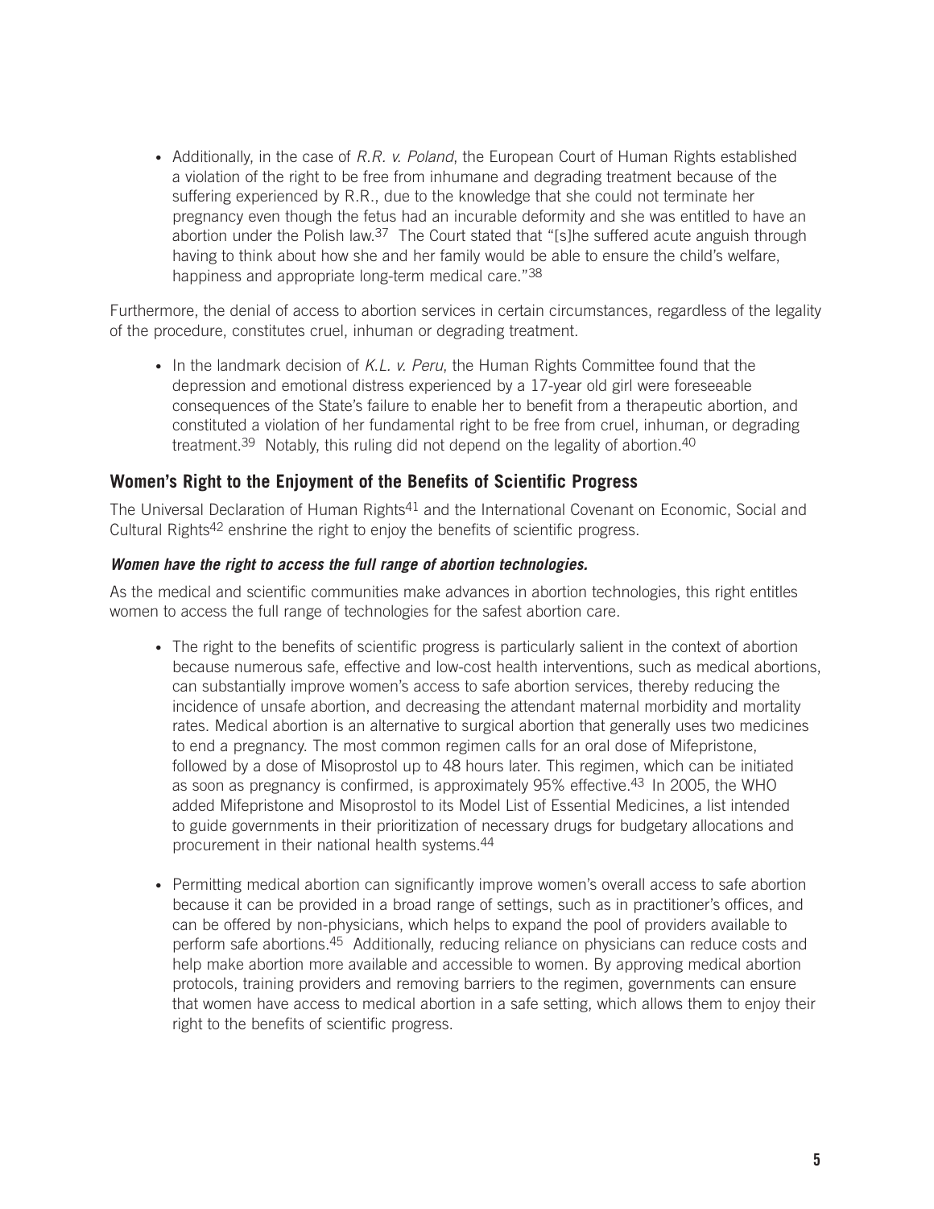- Additionally, in the case of *R.R. v. Poland*, the European Court of Human Rights established a violation of the right to be free from inhumane and degrading treatment because of the suffering experienced by R.R., due to the knowledge that she could not terminate her pregnancy even though the fetus had an incurable deformity and she was entitled to have an abortion under the Polish law.[37] The Court stated that "[s]he suffered acute anguish through having to think about how she and her family would be able to ensure the child's welfare, happiness and appropriate long-term medical care."[38]

Furthermore, the denial of access to abortion services in certain circumstances, regardless of the legality of the procedure, constitutes cruel, inhuman or degrading treatment.

- In the landmark decision of *K.L. v. Peru*, the Human Rights Committee found that the depression and emotional distress experienced by a 17-year old girl were foreseeable consequences of the State's failure to enable her to benefit from a therapeutic abortion, and constituted a violation of her fundamental right to be free from cruel, inhuman, or degrading treatment.[39] Notably, this ruling did not depend on the legality of abortion.[40]

## Women's Right to the Enjoyment of the Benefits of Scientific Progress

The Universal Declaration of Human Rights[41] and the International Covenant on Economic, Social and Cultural Rights[42] enshrine the right to enjoy the benefits of scientific progress.

***Women have the right to access the full range of abortion technologies.***

As the medical and scientific communities make advances in abortion technologies, this right entitles women to access the full range of technologies for the safest abortion care.

- The right to the benefits of scientific progress is particularly salient in the context of abortion because numerous safe, effective and low-cost health interventions, such as medical abortions, can substantially improve women's access to safe abortion services, thereby reducing the incidence of unsafe abortion, and decreasing the attendant maternal morbidity and mortality rates. Medical abortion is an alternative to surgical abortion that generally uses two medicines to end a pregnancy. The most common regimen calls for an oral dose of Mifepristone, followed by a dose of Misoprostol up to 48 hours later. This regimen, which can be initiated as soon as pregnancy is confirmed, is approximately 95% effective.[43] In 2005, the WHO added Mifepristone and Misoprostol to its Model List of Essential Medicines, a list intended to guide governments in their prioritization of necessary drugs for budgetary allocations and procurement in their national health systems.[44]

- Permitting medical abortion can significantly improve women's overall access to safe abortion because it can be provided in a broad range of settings, such as in practitioner's offices, and can be offered by non-physicians, which helps to expand the pool of providers available to perform safe abortions.[45] Additionally, reducing reliance on physicians can reduce costs and help make abortion more available and accessible to women. By approving medical abortion protocols, training providers and removing barriers to the regimen, governments can ensure that women have access to medical abortion in a safe setting, which allows them to enjoy their right to the benefits of scientific progress.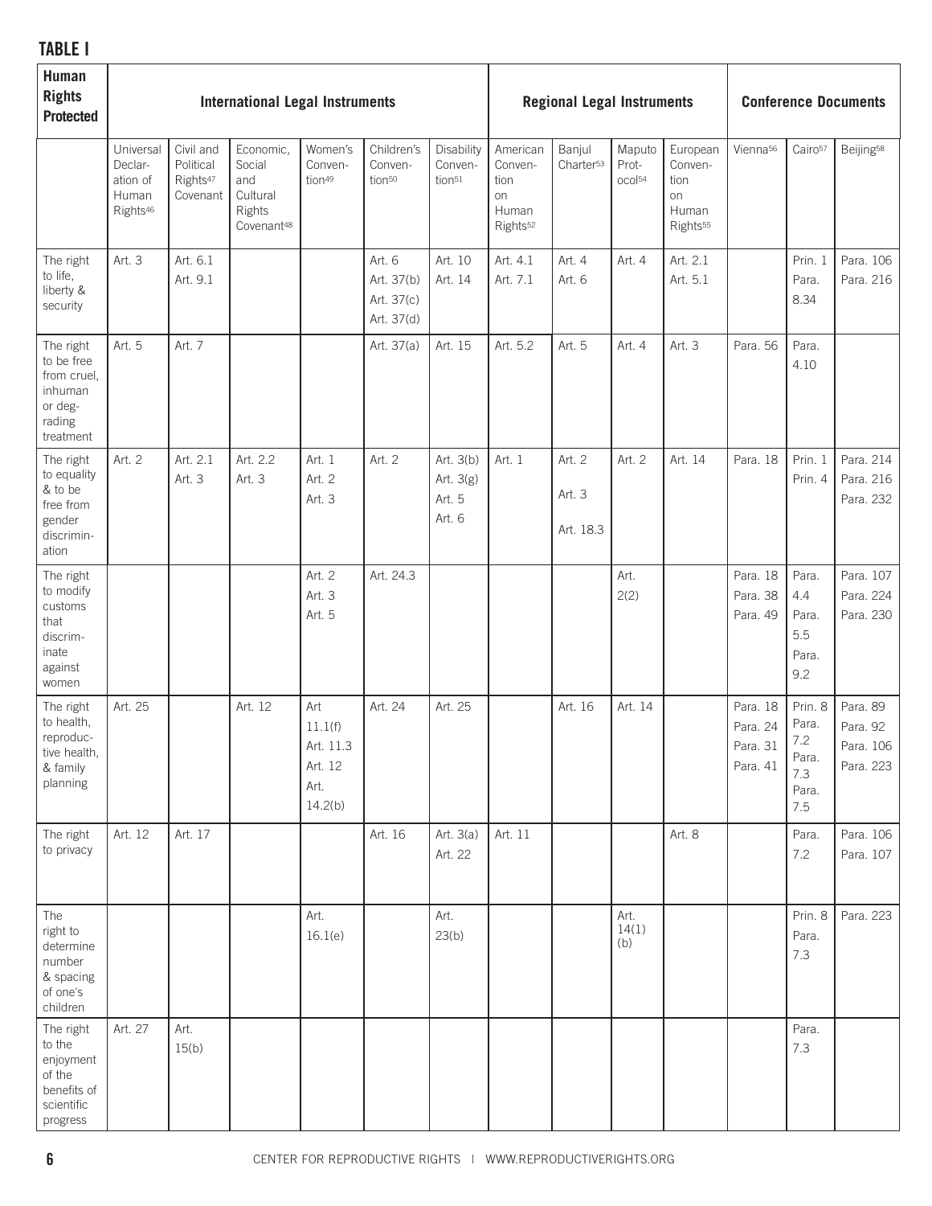**TABLE I**

| Human Rights Protected | International Legal Instruments | | | | | | Regional Legal Instruments | | | | Conference Documents | | |
|---|---|---|---|---|---|---|---|---|---|---|---|---|---|
| | Universal Declaration of Human Rights[46] | Civil and Political Rights[47] Covenant | Economic, Social and Cultural Rights Covenant[48] | Women's Convention[49] | Children's Convention[50] | Disability Convention[51] | American Convention on Human Rights[52] | Banjul Charter[53] | Maputo Protocol[54] | European Convention on Human Rights[55] | Vienna[56] | Cairo[57] | Beijing[58] |
| The right to life, liberty & security | Art. 3 | Art. 6.1 Art. 9.1 | | | Art. 6 Art. 37(b) Art. 37(c) Art. 37(d) | Art. 10 Art. 14 | Art. 4.1 Art. 7.1 | Art. 4 Art. 6 | Art. 4 | Art. 2.1 Art. 5.1 | | Prin. 1 Para. 8.34 | Para. 106 Para. 216 |
| The right to be free from cruel, inhuman or degrading treatment | Art. 5 | Art. 7 | | | Art. 37(a) | Art. 15 | Art. 5.2 | Art. 5 | Art. 4 | Art. 3 | Para. 56 | Para. 4.10 | |
| The right to equality & to be free from gender discrimination | Art. 2 | Art. 2.1 Art. 3 | Art. 2.2 Art. 3 | Art. 1 Art. 2 Art. 3 | Art. 2 | Art. 3(b) Art. 3(g) Art. 5 Art. 6 | Art. 1 | Art. 2 Art. 3 Art. 18.3 | Art. 2 | Art. 14 | Para. 18 | Prin. 1 Prin. 4 | Para. 214 Para. 216 Para. 232 |
| The right to modify customs that discriminate against women | | | | Art. 2 Art. 3 Art. 5 | Art. 24.3 | | | | Art. 2(2) | | Para. 18 Para. 38 Para. 49 | Para. 4.4 Para. 5.5 Para. 9.2 | Para. 107 Para. 224 Para. 230 |
| The right to health, reproductive health, & family planning | Art. 25 | | Art. 12 | Art 11.1(f) Art. 11.3 Art. 12 Art. 14.2(b) | Art. 24 | Art. 25 | | Art. 16 | Art. 14 | | Para. 18 Para. 24 Para. 31 Para. 41 | Prin. 8 Para. 7.2 Para. 7.3 Para. 7.5 | Para. 89 Para. 92 Para. 106 Para. 223 |
| The right to privacy | Art. 12 | Art. 17 | | | Art. 16 | Art. 3(a) Art. 22 | Art. 11 | | | Art. 8 | | Para. 7.2 | Para. 106 Para. 107 |
| The right to determine number & spacing of one's children | | | | Art. 16.1(e) | | Art. 23(b) | | | Art. 14(1)(b) | | | Prin. 8 Para. 7.3 | Para. 223 |
| The right to the enjoyment of the benefits of scientific progress | Art. 27 | Art. 15(b) | | | | | | | | | | Para. 7.3 | |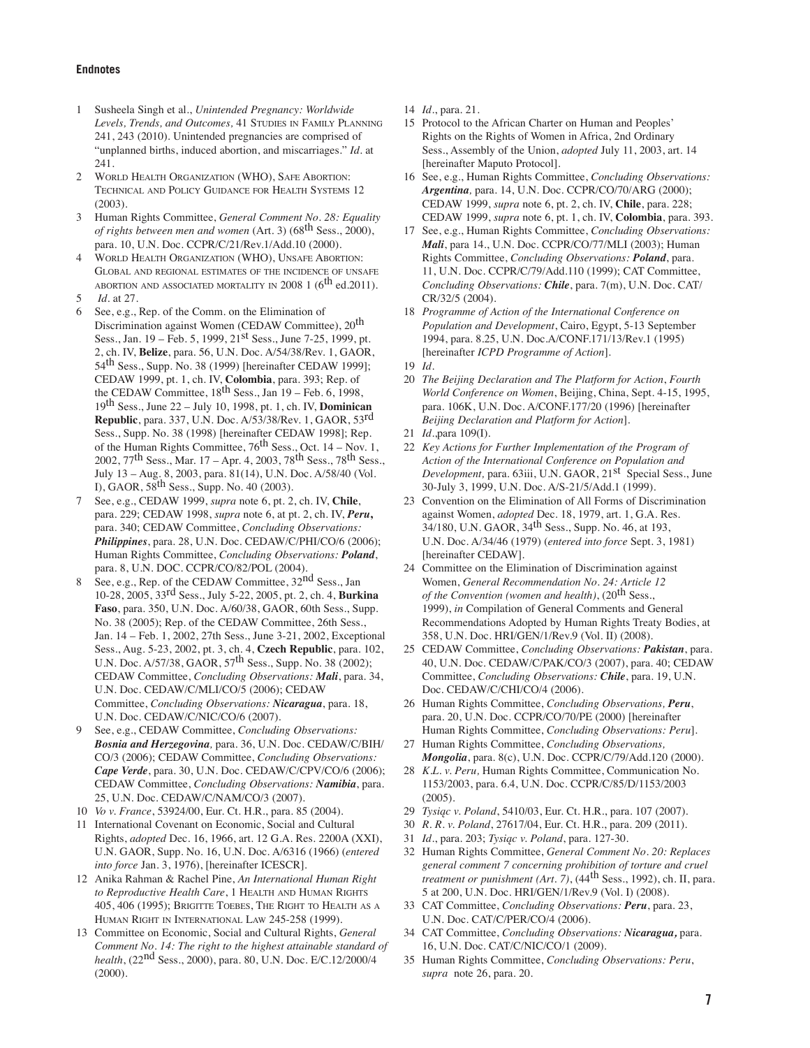## Endnotes

1. Susheela Singh et al., *Unintended Pregnancy: Worldwide Levels, Trends, and Outcomes,* 41 Studies in Family Planning 241, 243 (2010). Unintended pregnancies are comprised of "unplanned births, induced abortion, and miscarriages." *Id.* at 241.
2. World Health Organization (WHO), Safe Abortion: Technical and Policy Guidance for Health Systems 12 (2003).
3. Human Rights Committee, *General Comment No. 28: Equality of rights between men and women* (Art. 3) (68th Sess., 2000), para. 10, U.N. Doc. CCPR/C/21/Rev.1/Add.10 (2000).
4. World Health Organization (WHO), Unsafe Abortion: Global and regional estimates of the incidence of unsafe abortion and associated mortality in 2008 1 (6th ed.2011).
5. *Id.* at 27.
6. See, e.g., Rep. of the Comm. on the Elimination of Discrimination against Women (CEDAW Committee), 20th Sess., Jan. 19 – Feb. 5, 1999, 21st Sess., June 7-25, 1999, pt. 2, ch. IV, **Belize**, para. 56, U.N. Doc. A/54/38/Rev. 1, GAOR, 54th Sess., Supp. No. 38 (1999) [hereinafter CEDAW 1999]; CEDAW 1999, pt. 1, ch. IV, **Colombia**, para. 393; Rep. of the CEDAW Committee, 18th Sess., Jan 19 – Feb. 6, 1998, 19th Sess., June 22 – July 10, 1998, pt. 1, ch. IV, **Dominican Republic**, para. 337, U.N. Doc. A/53/38/Rev. 1, GAOR, 53rd Sess., Supp. No. 38 (1998) [hereinafter CEDAW 1998]; Rep. of the Human Rights Committee, 76th Sess., Oct. 14 – Nov. 1, 2002, 77th Sess., Mar. 17 – Apr. 4, 2003, 78th Sess., 78th Sess., July 13 – Aug. 8, 2003, para. 81(14), U.N. Doc. A/58/40 (Vol. I), GAOR, 58th Sess., Supp. No. 40 (2003).
7. See, e.g., CEDAW 1999, *supra* note 6, pt. 2, ch. IV, **Chile**, para. 229; CEDAW 1998, *supra* note 6, at pt. 2, ch. IV, ***Peru***, para. 340; CEDAW Committee, *Concluding Observations: **Philippines***, para. 28, U.N. Doc. CEDAW/C/PHI/CO/6 (2006); Human Rights Committee, *Concluding Observations: **Poland***, para. 8, U.N. DOC. CCPR/CO/82/POL (2004).
8. See, e.g., Rep. of the CEDAW Committee, 32nd Sess., Jan 10-28, 2005, 33rd Sess., July 5-22, 2005, pt. 2, ch. 4, **Burkina Faso**, para. 350, U.N. Doc. A/60/38, GAOR, 60th Sess., Supp. No. 38 (2005); Rep. of the CEDAW Committee, 26th Sess., Jan. 14 – Feb. 1, 2002, 27th Sess., June 3-21, 2002, Exceptional Sess., Aug. 5-23, 2002, pt. 3, ch. 4, **Czech Republic**, para. 102, U.N. Doc. A/57/38, GAOR, 57th Sess., Supp. No. 38 (2002); CEDAW Committee, *Concluding Observations: **Mali***, para. 34, U.N. Doc. CEDAW/C/MLI/CO/5 (2006); CEDAW Committee, *Concluding Observations: **Nicaragua***, para. 18, U.N. Doc. CEDAW/C/NIC/CO/6 (2007).
9. See, e.g., CEDAW Committee, *Concluding Observations: **Bosnia and Herzegovina**,* para. 36, U.N. Doc. CEDAW/C/BIH/CO/3 (2006); CEDAW Committee, *Concluding Observations: **Cape Verde***, para. 30, U.N. Doc. CEDAW/C/CPV/CO/6 (2006); CEDAW Committee, *Concluding Observations: **Namibia***, para. 25, U.N. Doc. CEDAW/C/NAM/CO/3 (2007).
10. *Vo v. France*, 53924/00, Eur. Ct. H.R., para. 85 (2004).
11. International Covenant on Economic, Social and Cultural Rights, *adopted* Dec. 16, 1966, art. 12 G.A. Res. 2200A (XXI), U.N. GAOR, Supp. No. 16, U.N. Doc. A/6316 (1966) (*entered into force* Jan. 3, 1976), [hereinafter ICESCR].
12. Anika Rahman & Rachel Pine, *An International Human Right to Reproductive Health Care*, 1 Health and Human Rights 405, 406 (1995); Brigitte Toebes, The Right to Health as a Human Right in International Law 245-258 (1999).
13. Committee on Economic, Social and Cultural Rights, *General Comment No. 14: The right to the highest attainable standard of health*, (22nd Sess., 2000), para. 80, U.N. Doc. E/C.12/2000/4 (2000).
14. *Id.*, para. 21.
15. Protocol to the African Charter on Human and Peoples' Rights on the Rights of Women in Africa, 2nd Ordinary Sess., Assembly of the Union, *adopted* July 11, 2003, art. 14 [hereinafter Maputo Protocol].
16. See, e.g., Human Rights Committee, *Concluding Observations: **Argentina**,* para. 14, U.N. Doc. CCPR/CO/70/ARG (2000); CEDAW 1999, *supra* note 6, pt. 2, ch. IV, **Chile**, para. 228; CEDAW 1999, *supra* note 6, pt. 1, ch. IV, **Colombia**, para. 393.
17. See, e.g., Human Rights Committee, *Concluding Observations: **Mali***, para 14., U.N. Doc. CCPR/CO/77/MLI (2003); Human Rights Committee, *Concluding Observations: **Poland***, para. 11, U.N. Doc. CCPR/C/79/Add.110 (1999); CAT Committee, *Concluding Observations: **Chile***, para. 7(m), U.N. Doc. CAT/CR/32/5 (2004).
18. *Programme of Action of the International Conference on Population and Development*, Cairo, Egypt, 5-13 September 1994, para. 8.25, U.N. Doc.A/CONF.171/13/Rev.1 (1995) [hereinafter *ICPD Programme of Action*].
19. *Id.*
20. *The Beijing Declaration and The Platform for Action*, *Fourth World Conference on Women*, Beijing, China, Sept. 4-15, 1995, para. 106K, U.N. Doc. A/CONF.177/20 (1996) [hereinafter *Beijing Declaration and Platform for Action*].
21. *Id.*,para 109(I).
22. *Key Actions for Further Implementation of the Program of Action of the International Conference on Population and Development,* para. 63iii, U.N. GAOR, 21st Special Sess., June 30-July 3, 1999, U.N. Doc. A/S-21/5/Add.1 (1999).
23. Convention on the Elimination of All Forms of Discrimination against Women, *adopted* Dec. 18, 1979, art. 1, G.A. Res. 34/180, U.N. GAOR, 34th Sess., Supp. No. 46, at 193, U.N. Doc. A/34/46 (1979) (*entered into force* Sept. 3, 1981) [hereinafter CEDAW].
24. Committee on the Elimination of Discrimination against Women, *General Recommendation No. 24: Article 12 of the Convention (women and health)*, (20th Sess., 1999), *in* Compilation of General Comments and General Recommendations Adopted by Human Rights Treaty Bodies, at 358, U.N. Doc. HRI/GEN/1/Rev.9 (Vol. II) (2008).
25. CEDAW Committee, *Concluding Observations: **Pakistan***, para. 40, U.N. Doc. CEDAW/C/PAK/CO/3 (2007), para. 40; CEDAW Committee, *Concluding Observations: **Chile***, para. 19, U.N. Doc. CEDAW/C/CHI/CO/4 (2006).
26. Human Rights Committee, *Concluding Observations, **Peru***, para. 20, U.N. Doc. CCPR/CO/70/PE (2000) [hereinafter Human Rights Committee, *Concluding Observations: Peru*].
27. Human Rights Committee, *Concluding Observations, **Mongolia***, para. 8(c), U.N. Doc. CCPR/C/79/Add.120 (2000).
28. *K.L. v. Peru,* Human Rights Committee, Communication No. 1153/2003, para. 6.4, U.N. Doc. CCPR/C/85/D/1153/2003 (2005).
29. *Tysiąc v. Poland*, 5410/03, Eur. Ct. H.R., para. 107 (2007).
30. *R. R. v. Poland*, 27617/04, Eur. Ct. H.R., para. 209 (2011).
31. *Id.*, para. 203; *Tysiąc v. Poland*, para. 127-30.
32. Human Rights Committee, *General Comment No. 20: Replaces general comment 7 concerning prohibition of torture and cruel treatment or punishment (Art. 7)*, (44th Sess., 1992), ch. II, para. 5 at 200, U.N. Doc. HRI/GEN/1/Rev.9 (Vol. I) (2008).
33. CAT Committee, *Concluding Observations: **Peru***, para. 23, U.N. Doc. CAT/C/PER/CO/4 (2006).
34. CAT Committee, *Concluding Observations: **Nicaragua**,* para. 16, U.N. Doc. CAT/C/NIC/CO/1 (2009).
35. Human Rights Committee, *Concluding Observations: Peru*, *supra* note 26, para. 20.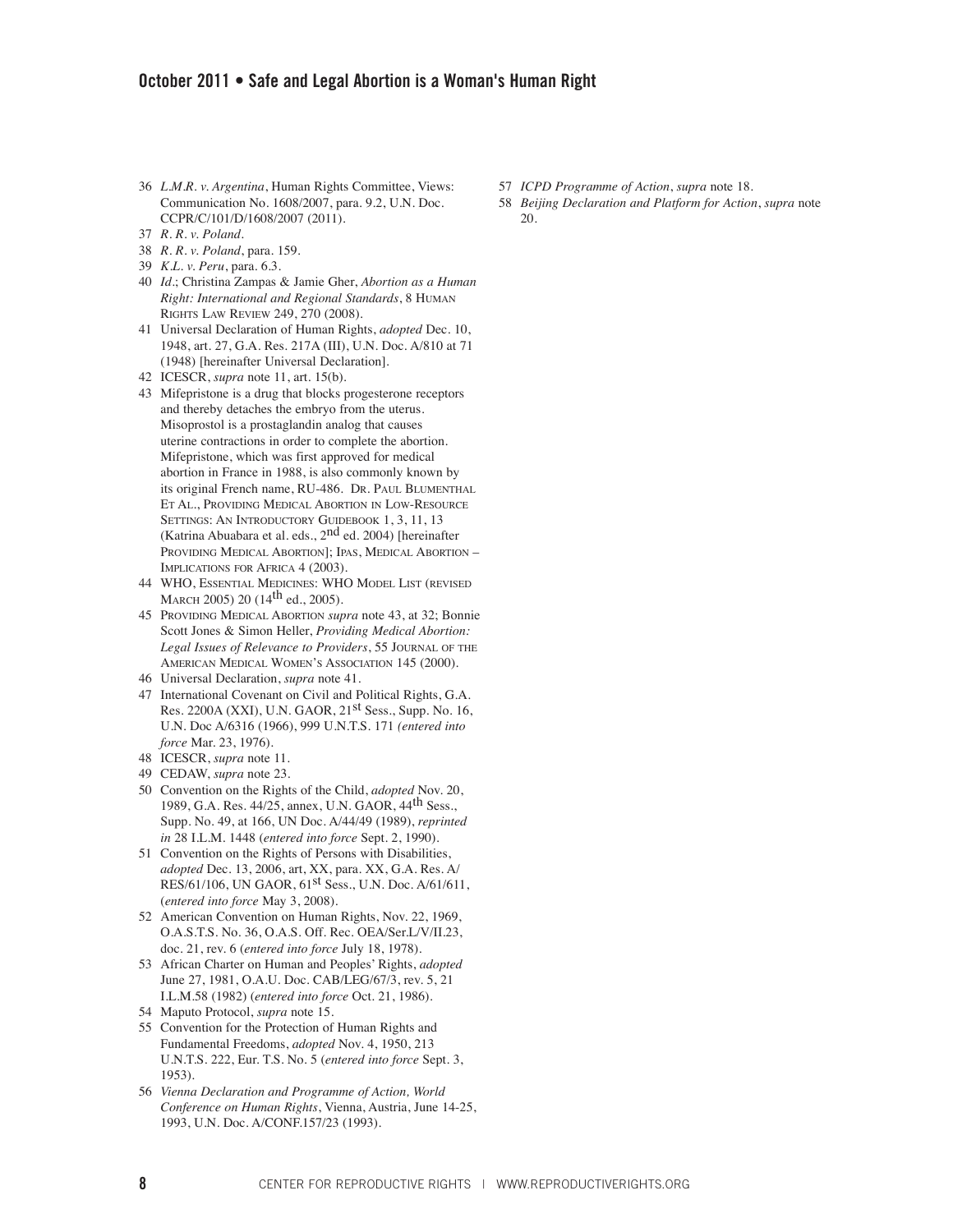36 *L.M.R. v. Argentina*, Human Rights Committee, Views: Communication No. 1608/2007, para. 9.2, U.N. Doc. CCPR/C/101/D/1608/2007 (2011).

37 *R. R. v. Poland*.

38 *R. R. v. Poland*, para. 159.

39 *K.L. v. Peru*, para. 6.3.

40 *Id*.; Christina Zampas & Jamie Gher, *Abortion as a Human Right: International and Regional Standards*, 8 Human Rights Law Review 249, 270 (2008).

41 Universal Declaration of Human Rights, *adopted* Dec. 10, 1948, art. 27, G.A. Res. 217A (III), U.N. Doc. A/810 at 71 (1948) [hereinafter Universal Declaration].

42 ICESCR, *supra* note 11, art. 15(b).

43 Mifepristone is a drug that blocks progesterone receptors and thereby detaches the embryo from the uterus. Misoprostol is a prostaglandin analog that causes uterine contractions in order to complete the abortion. Mifepristone, which was first approved for medical abortion in France in 1988, is also commonly known by its original French name, RU-486. Dr. Paul Blumenthal Et Al., Providing Medical Abortion in Low-Resource Settings: An Introductory Guidebook 1, 3, 11, 13 (Katrina Abuabara et al. eds., 2nd ed. 2004) [hereinafter Providing Medical Abortion]; Ipas, Medical Abortion – Implications for Africa 4 (2003).

44 WHO, Essential Medicines: WHO Model List (revised March 2005) 20 (14th ed., 2005).

45 Providing Medical Abortion *supra* note 43, at 32; Bonnie Scott Jones & Simon Heller, *Providing Medical Abortion: Legal Issues of Relevance to Providers*, 55 Journal of the American Medical Women's Association 145 (2000).

46 Universal Declaration, *supra* note 41.

47 International Covenant on Civil and Political Rights, G.A. Res. 2200A (XXI), U.N. GAOR, 21st Sess., Supp. No. 16, U.N. Doc A/6316 (1966), 999 U.N.T.S. 171 *(entered into force* Mar. 23, 1976).

48 ICESCR, *supra* note 11.

49 CEDAW, *supra* note 23.

50 Convention on the Rights of the Child, *adopted* Nov. 20, 1989, G.A. Res. 44/25, annex, U.N. GAOR, 44th Sess., Supp. No. 49, at 166, UN Doc. A/44/49 (1989), *reprinted in* 28 I.L.M. 1448 (*entered into force* Sept. 2, 1990).

51 Convention on the Rights of Persons with Disabilities, *adopted* Dec. 13, 2006, art, XX, para. XX, G.A. Res. A/RES/61/106, UN GAOR, 61st Sess., U.N. Doc. A/61/611, (*entered into force* May 3, 2008).

52 American Convention on Human Rights, Nov. 22, 1969, O.A.S.T.S. No. 36, O.A.S. Off. Rec. OEA/Ser.L/V/II.23, doc. 21, rev. 6 (*entered into force* July 18, 1978).

53 African Charter on Human and Peoples' Rights, *adopted* June 27, 1981, O.A.U. Doc. CAB/LEG/67/3, rev. 5, 21 I.L.M.58 (1982) (*entered into force* Oct. 21, 1986).

54 Maputo Protocol, *supra* note 15.

55 Convention for the Protection of Human Rights and Fundamental Freedoms, *adopted* Nov. 4, 1950, 213 U.N.T.S. 222, Eur. T.S. No. 5 (*entered into force* Sept. 3, 1953).

56 *Vienna Declaration and Programme of Action, World Conference on Human Rights*, Vienna, Austria, June 14-25, 1993, U.N. Doc. A/CONF.157/23 (1993).

57 *ICPD Programme of Action*, *supra* note 18.

58 *Beijing Declaration and Platform for Action*, *supra* note 20.